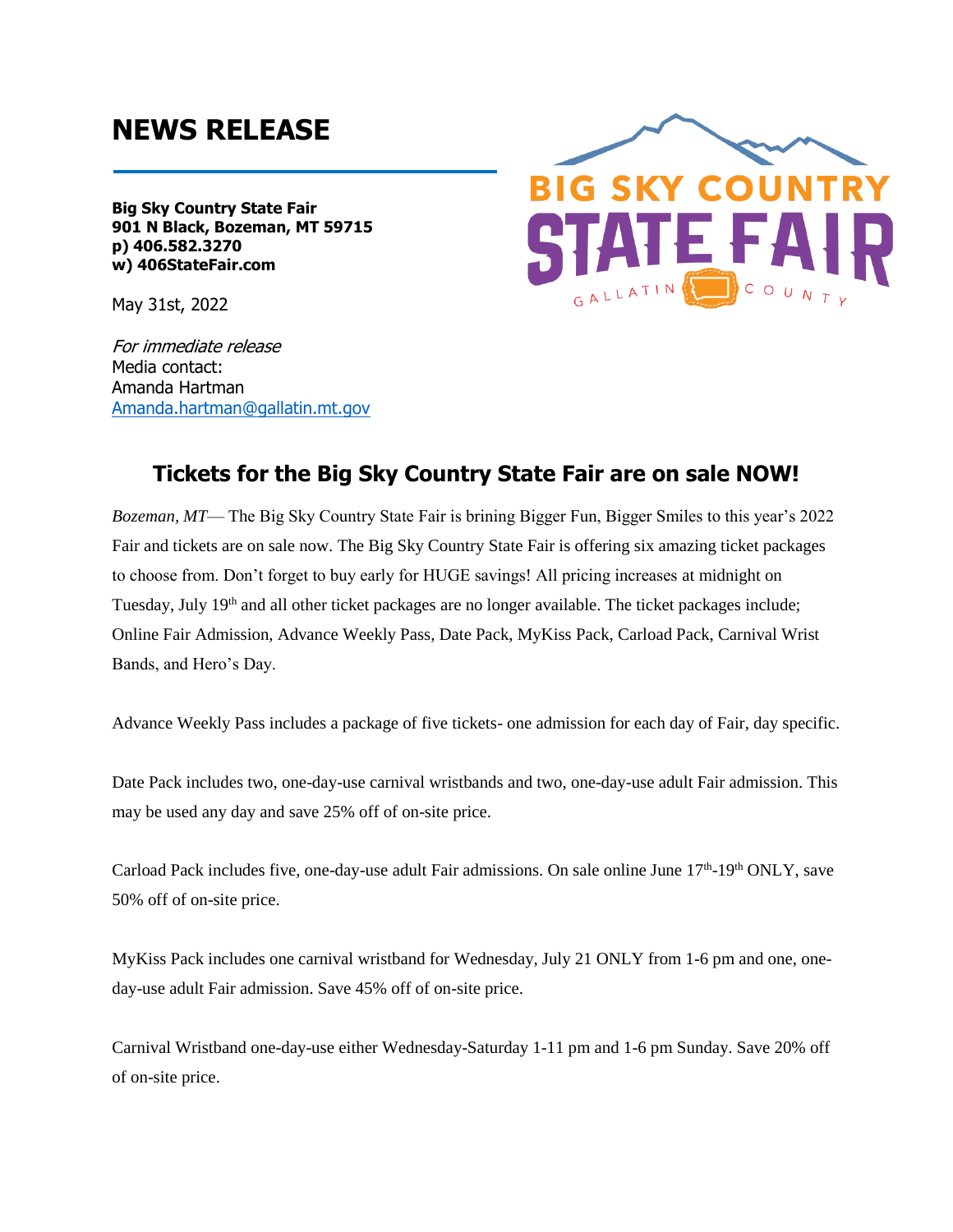# NEWS RELEASE

**Big Sky Country State Fair**
**901 N Black, Bozeman, MT 59715**
**p) 406.582.3270**
**w) 406StateFair.com**

May 31st, 2022

*For immediate release*
Media contact:
Amanda Hartman
[Amanda.hartman@gallatin.mt.gov](mailto:Amanda.hartman@gallatin.mt.gov)

## Tickets for the Big Sky Country State Fair are on sale NOW!

*Bozeman, MT*— The Big Sky Country State Fair is brining Bigger Fun, Bigger Smiles to this year's 2022 Fair and tickets are on sale now. The Big Sky Country State Fair is offering six amazing ticket packages to choose from. Don't forget to buy early for HUGE savings! All pricing increases at midnight on Tuesday, July 19th and all other ticket packages are no longer available. The ticket packages include; Online Fair Admission, Advance Weekly Pass, Date Pack, MyKiss Pack, Carload Pack, Carnival Wrist Bands, and Hero's Day.

Advance Weekly Pass includes a package of five tickets- one admission for each day of Fair, day specific.

Date Pack includes two, one-day-use carnival wristbands and two, one-day-use adult Fair admission. This may be used any day and save 25% off of on-site price.

Carload Pack includes five, one-day-use adult Fair admissions. On sale online June 17th-19th ONLY, save 50% off of on-site price.

MyKiss Pack includes one carnival wristband for Wednesday, July 21 ONLY from 1-6 pm and one, one-day-use adult Fair admission. Save 45% off of on-site price.

Carnival Wristband one-day-use either Wednesday-Saturday 1-11 pm and 1-6 pm Sunday. Save 20% off of on-site price.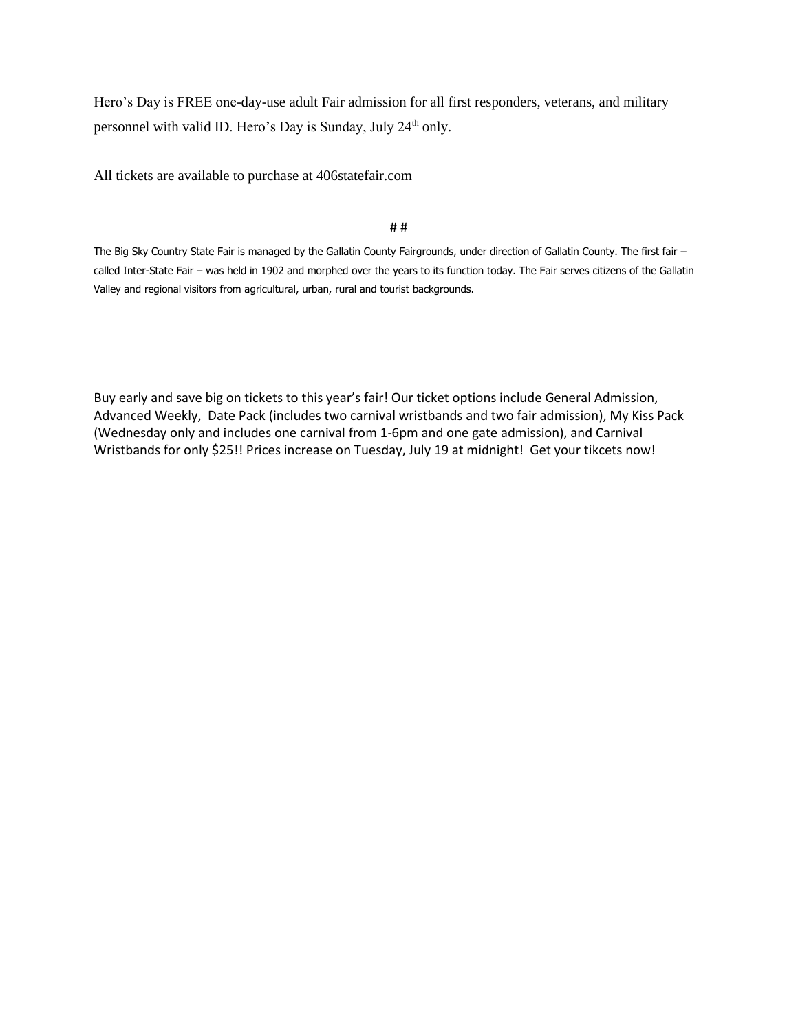Hero's Day is FREE one-day-use adult Fair admission for all first responders, veterans, and military personnel with valid ID. Hero's Day is Sunday, July 24th only.

All tickets are available to purchase at 406statefair.com

# #

The Big Sky Country State Fair is managed by the Gallatin County Fairgrounds, under direction of Gallatin County. The first fair – called Inter-State Fair – was held in 1902 and morphed over the years to its function today. The Fair serves citizens of the Gallatin Valley and regional visitors from agricultural, urban, rural and tourist backgrounds.

Buy early and save big on tickets to this year's fair! Our ticket options include General Admission, Advanced Weekly, Date Pack (includes two carnival wristbands and two fair admission), My Kiss Pack (Wednesday only and includes one carnival from 1-6pm and one gate admission), and Carnival Wristbands for only $25!! Prices increase on Tuesday, July 19 at midnight! Get your tikcets now!